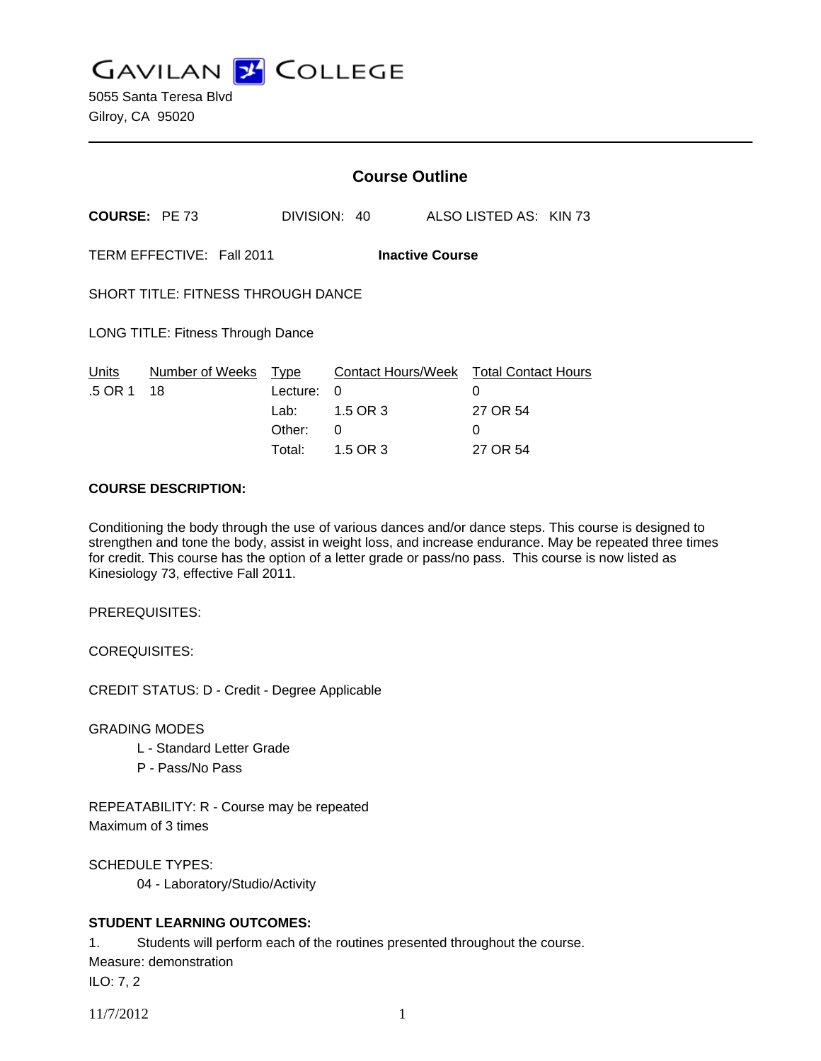# GAVILAN COLLEGE

5055 Santa Teresa Blvd
Gilroy, CA 95020

---

## Course Outline

**COURSE:** PE 73 DIVISION: 40 ALSO LISTED AS: KIN 73

TERM EFFECTIVE: Fall 2011 **Inactive Course**

SHORT TITLE: FITNESS THROUGH DANCE

LONG TITLE: Fitness Through Dance

| Units | Number of Weeks | Type | Contact Hours/Week | Total Contact Hours |
|---|---|---|---|---|
| .5 OR 1 | 18 | Lecture: | 0 | 0 |
| | | Lab: | 1.5 OR 3 | 27 OR 54 |
| | | Other: | 0 | 0 |
| | | Total: | 1.5 OR 3 | 27 OR 54 |

**COURSE DESCRIPTION:**

Conditioning the body through the use of various dances and/or dance steps. This course is designed to strengthen and tone the body, assist in weight loss, and increase endurance. May be repeated three times for credit. This course has the option of a letter grade or pass/no pass. This course is now listed as Kinesiology 73, effective Fall 2011.

PREREQUISITES:

COREQUISITES:

CREDIT STATUS: D - Credit - Degree Applicable

GRADING MODES
- L - Standard Letter Grade
- P - Pass/No Pass

REPEATABILITY: R - Course may be repeated
Maximum of 3 times

SCHEDULE TYPES:
- 04 - Laboratory/Studio/Activity

**STUDENT LEARNING OUTCOMES:**

1. Students will perform each of the routines presented throughout the course.
Measure: demonstration
ILO: 7, 2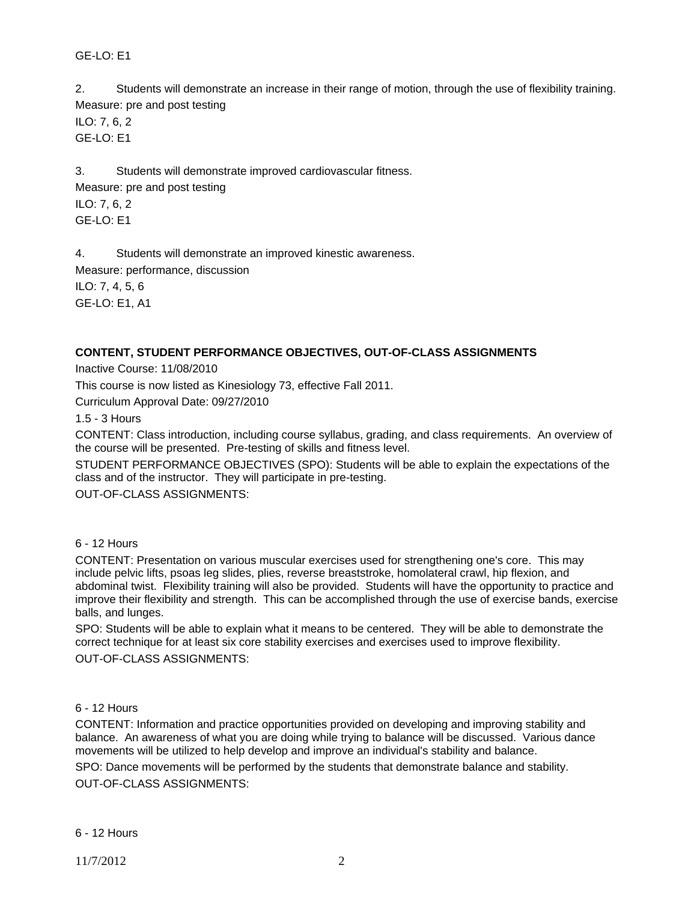GE-LO: E1

2. Students will demonstrate an increase in their range of motion, through the use of flexibility training.
Measure: pre and post testing
ILO: 7, 6, 2
GE-LO: E1

3. Students will demonstrate improved cardiovascular fitness.
Measure: pre and post testing
ILO: 7, 6, 2
GE-LO: E1

4. Students will demonstrate an improved kinestic awareness.
Measure: performance, discussion
ILO: 7, 4, 5, 6
GE-LO: E1, A1

**CONTENT, STUDENT PERFORMANCE OBJECTIVES, OUT-OF-CLASS ASSIGNMENTS**

Inactive Course: 11/08/2010

This course is now listed as Kinesiology 73, effective Fall 2011.

Curriculum Approval Date: 09/27/2010

1.5 - 3 Hours

CONTENT: Class introduction, including course syllabus, grading, and class requirements. An overview of the course will be presented. Pre-testing of skills and fitness level.

STUDENT PERFORMANCE OBJECTIVES (SPO): Students will be able to explain the expectations of the class and of the instructor. They will participate in pre-testing.

OUT-OF-CLASS ASSIGNMENTS:

6 - 12 Hours

CONTENT: Presentation on various muscular exercises used for strengthening one's core. This may include pelvic lifts, psoas leg slides, plies, reverse breaststroke, homolateral crawl, hip flexion, and abdominal twist. Flexibility training will also be provided. Students will have the opportunity to practice and improve their flexibility and strength. This can be accomplished through the use of exercise bands, exercise balls, and lunges.

SPO: Students will be able to explain what it means to be centered. They will be able to demonstrate the correct technique for at least six core stability exercises and exercises used to improve flexibility.

OUT-OF-CLASS ASSIGNMENTS:

6 - 12 Hours

CONTENT: Information and practice opportunities provided on developing and improving stability and balance. An awareness of what you are doing while trying to balance will be discussed. Various dance movements will be utilized to help develop and improve an individual's stability and balance.

SPO: Dance movements will be performed by the students that demonstrate balance and stability.

OUT-OF-CLASS ASSIGNMENTS:

6 - 12 Hours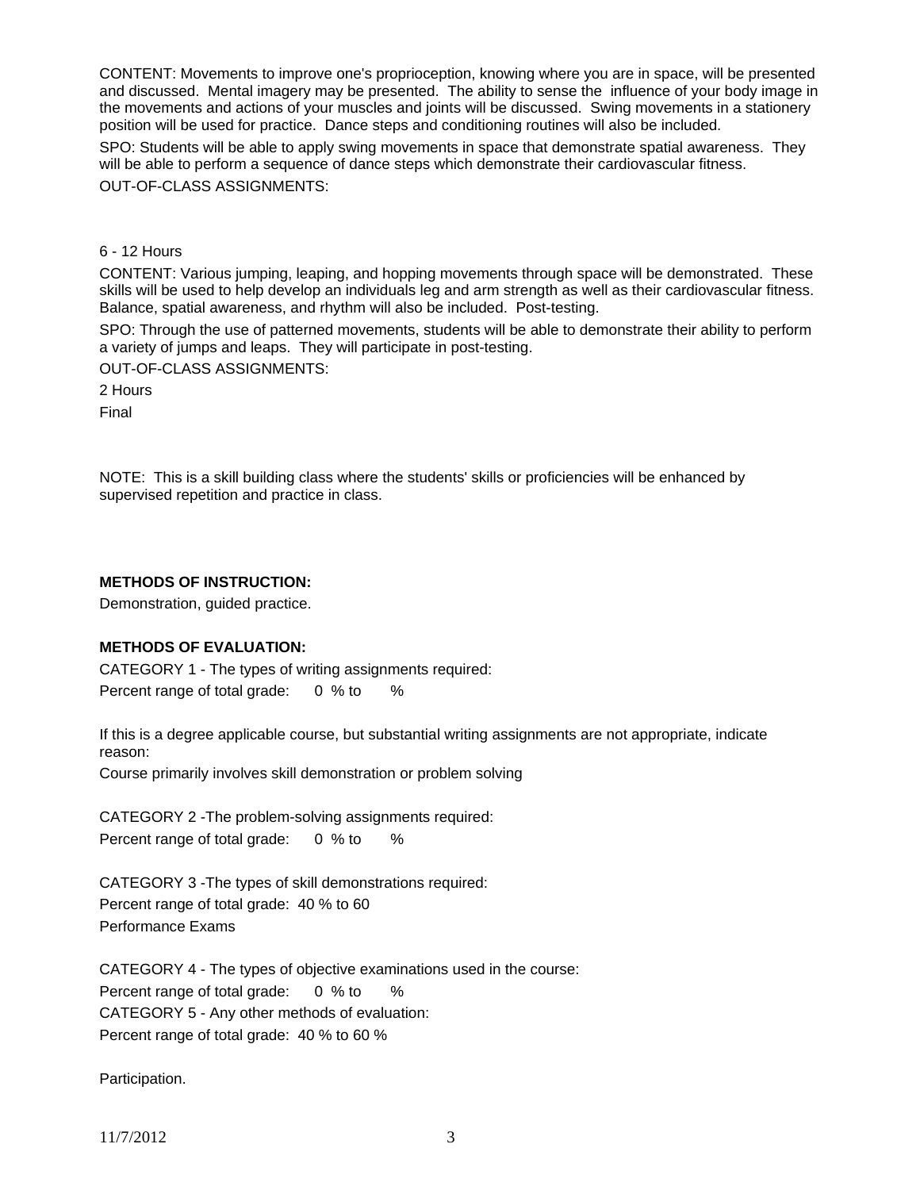CONTENT: Movements to improve one's proprioception, knowing where you are in space, will be presented and discussed. Mental imagery may be presented. The ability to sense the influence of your body image in the movements and actions of your muscles and joints will be discussed. Swing movements in a stationery position will be used for practice. Dance steps and conditioning routines will also be included.

SPO: Students will be able to apply swing movements in space that demonstrate spatial awareness. They will be able to perform a sequence of dance steps which demonstrate their cardiovascular fitness.

OUT-OF-CLASS ASSIGNMENTS:

6 - 12 Hours

CONTENT: Various jumping, leaping, and hopping movements through space will be demonstrated. These skills will be used to help develop an individuals leg and arm strength as well as their cardiovascular fitness. Balance, spatial awareness, and rhythm will also be included. Post-testing.

SPO: Through the use of patterned movements, students will be able to demonstrate their ability to perform a variety of jumps and leaps. They will participate in post-testing.

OUT-OF-CLASS ASSIGNMENTS:

2 Hours

Final

NOTE: This is a skill building class where the students' skills or proficiencies will be enhanced by supervised repetition and practice in class.

**METHODS OF INSTRUCTION:**

Demonstration, guided practice.

**METHODS OF EVALUATION:**

CATEGORY 1 - The types of writing assignments required:

Percent range of total grade: 0 % to %

If this is a degree applicable course, but substantial writing assignments are not appropriate, indicate reason:

Course primarily involves skill demonstration or problem solving

CATEGORY 2 -The problem-solving assignments required:

Percent range of total grade: 0 % to %

CATEGORY 3 -The types of skill demonstrations required:

Percent range of total grade: 40 % to 60

Performance Exams

CATEGORY 4 - The types of objective examinations used in the course:

Percent range of total grade: 0 % to %

CATEGORY 5 - Any other methods of evaluation:

Percent range of total grade: 40 % to 60 %

Participation.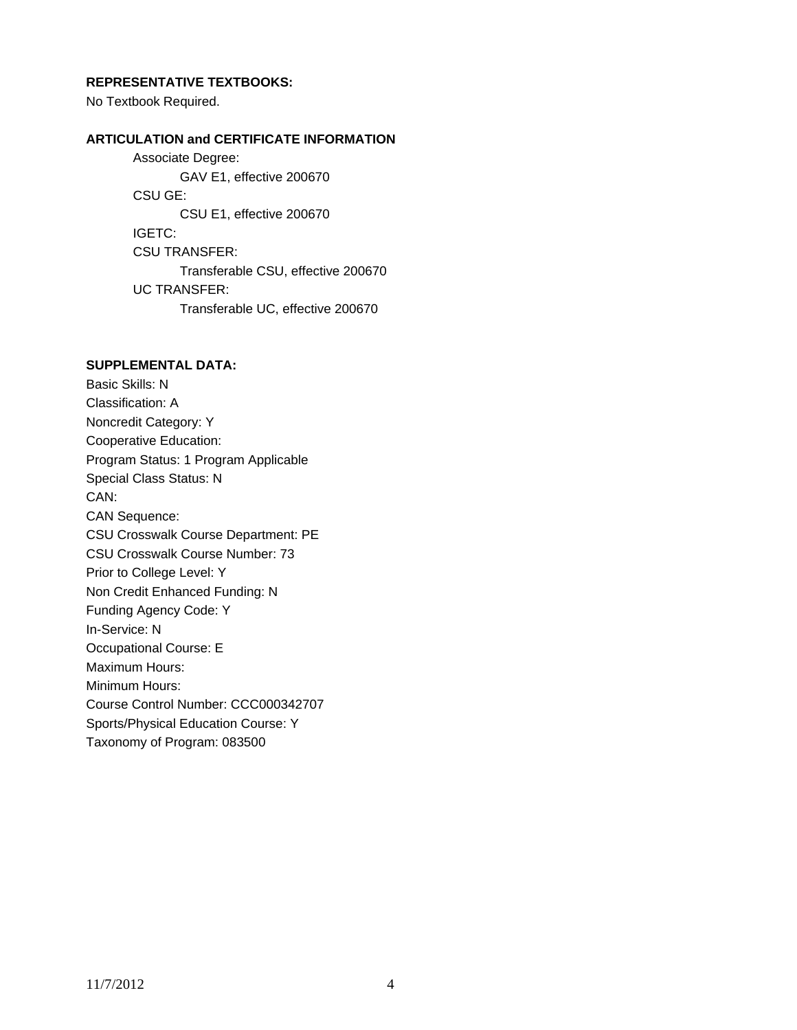**REPRESENTATIVE TEXTBOOKS:**

No Textbook Required.

**ARTICULATION and CERTIFICATE INFORMATION**

Associate Degree:

GAV E1, effective 200670

CSU GE:

CSU E1, effective 200670

IGETC:

CSU TRANSFER:

Transferable CSU, effective 200670

UC TRANSFER:

Transferable UC, effective 200670

**SUPPLEMENTAL DATA:**

Basic Skills: N
Classification: A
Noncredit Category: Y
Cooperative Education:
Program Status: 1 Program Applicable
Special Class Status: N
CAN:
CAN Sequence:
CSU Crosswalk Course Department: PE
CSU Crosswalk Course Number: 73
Prior to College Level: Y
Non Credit Enhanced Funding: N
Funding Agency Code: Y
In-Service: N
Occupational Course: E
Maximum Hours:
Minimum Hours:
Course Control Number: CCC000342707
Sports/Physical Education Course: Y
Taxonomy of Program: 083500